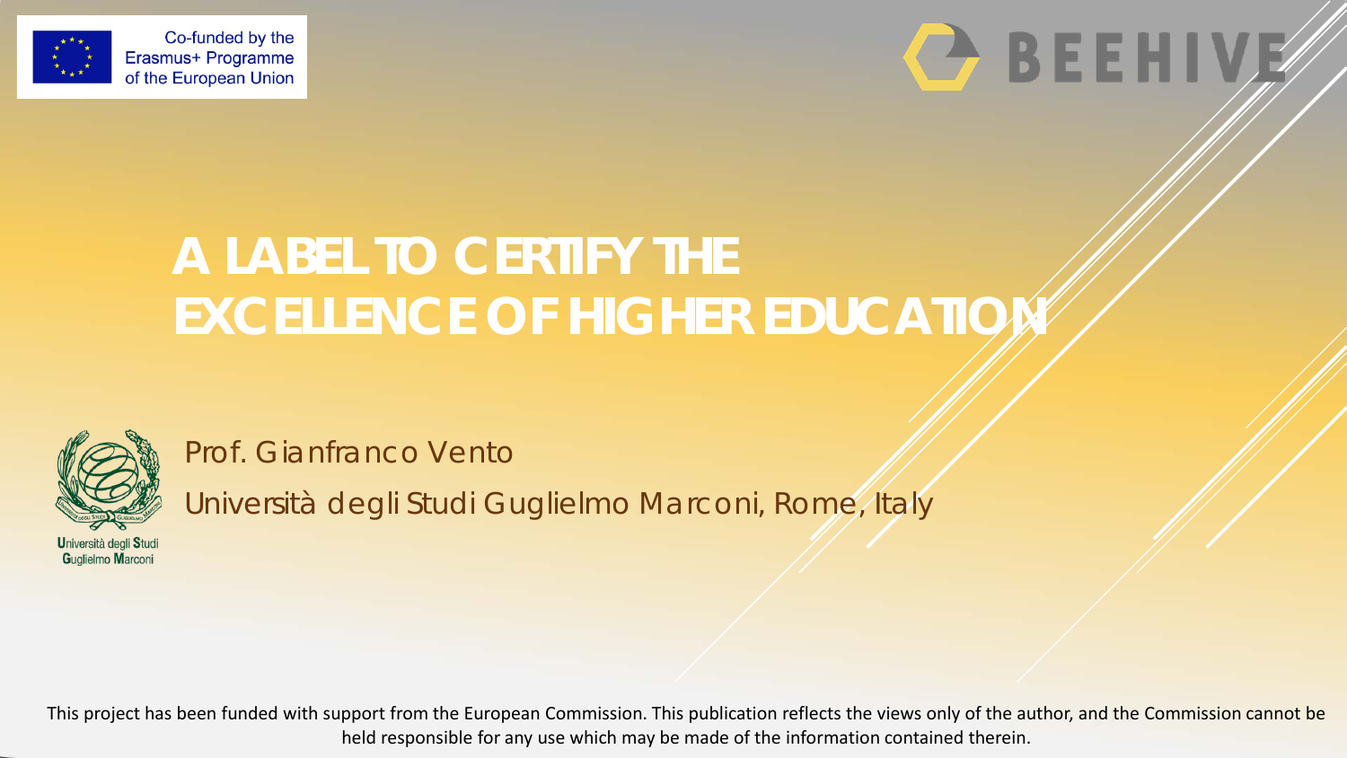Co-funded by the Erasmus+ Programme of the European Union

BEEHIVE

# A LABEL TO CERTIFY THE EXCELLENCE OF HIGHER EDUCATION

Prof. Gianfranco Vento

Università degli Studi Guglielmo Marconi, Rome, Italy

Università degli Studi Guglielmo Marconi

This project has been funded with support from the European Commission. This publication reflects the views only of the author, and the Commission cannot be held responsible for any use which may be made of the information contained therein.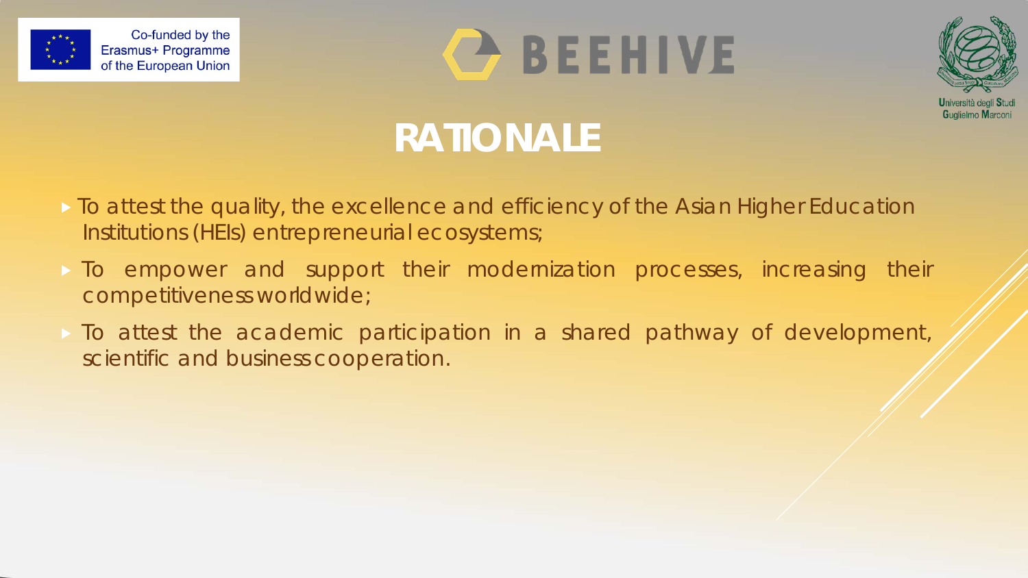# RATIONALE

- To attest the quality, the excellence and efficiency of the Asian Higher Education Institutions (HEIs) entrepreneurial ecosystems;
- To empower and support their modernization processes, increasing their competitiveness worldwide;
- To attest the academic participation in a shared pathway of development, scientific and business cooperation.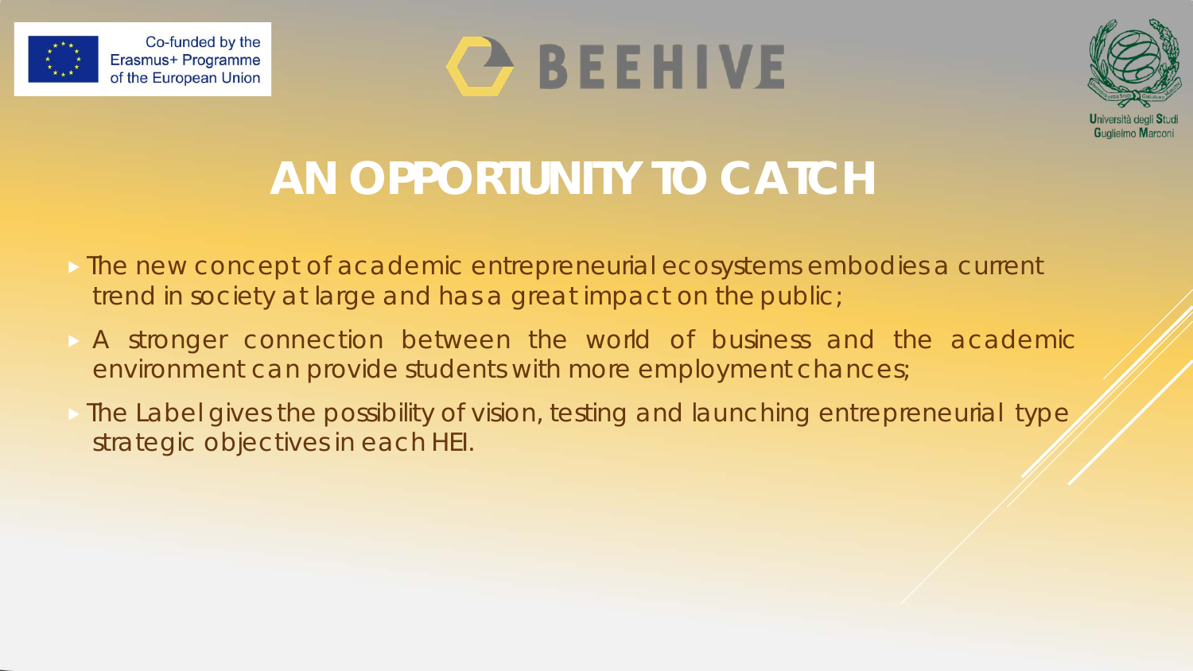# AN OPPORTUNITY TO CATCH

- The new concept of academic entrepreneurial ecosystems embodies a current trend in society at large and has a great impact on the public;
- A stronger connection between the world of business and the academic environment can provide students with more employment chances;
- The Label gives the possibility of vision, testing and launching entrepreneurial type strategic objectives in each HEI.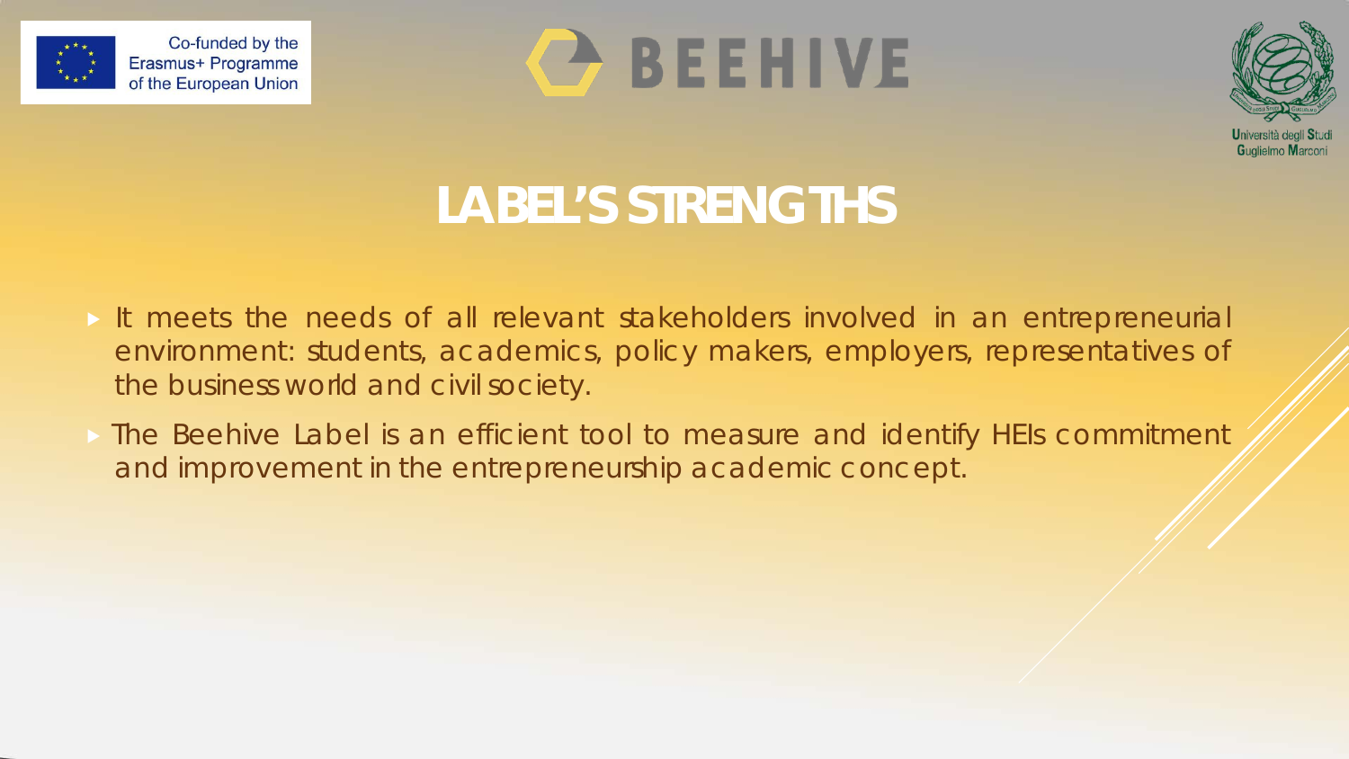# LABEL'S STRENGTHS

- It meets the needs of all relevant stakeholders involved in an entrepreneurial environment: students, academics, policy makers, employers, representatives of the business world and civil society.
- The Beehive Label is an efficient tool to measure and identify HEIs commitment and improvement in the entrepreneurship academic concept.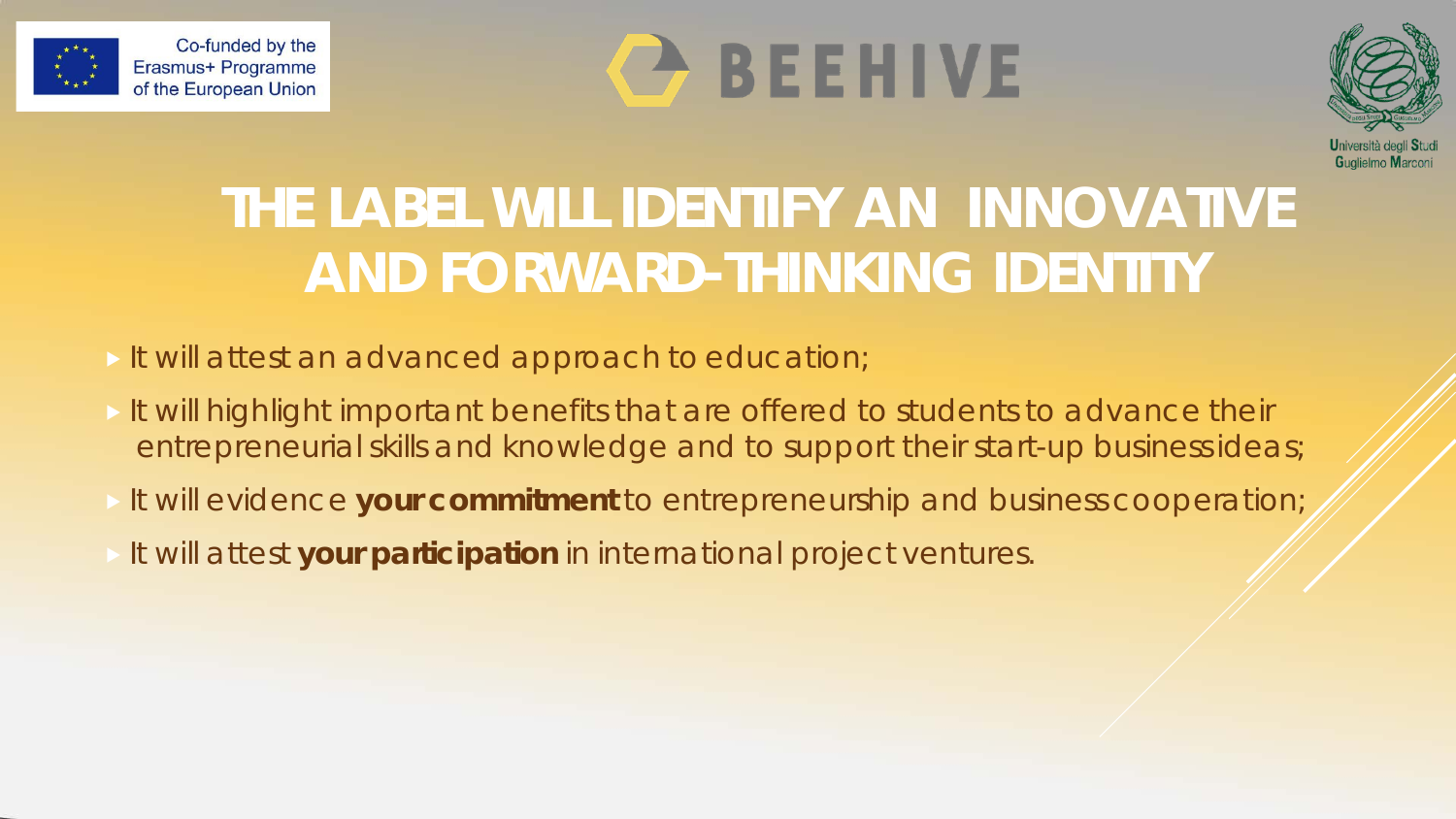# THE LABEL WILL IDENTIFY AN INNOVATIVE AND FORWARD-THINKING IDENTITY

- It will attest an advanced approach to education;
- It will highlight important benefits that are offered to students to advance their entrepreneurial skills and knowledge and to support their start-up business ideas;
- It will evidence **your commitment** to entrepreneurship and business cooperation;
- It will attest **your participation** in international project ventures.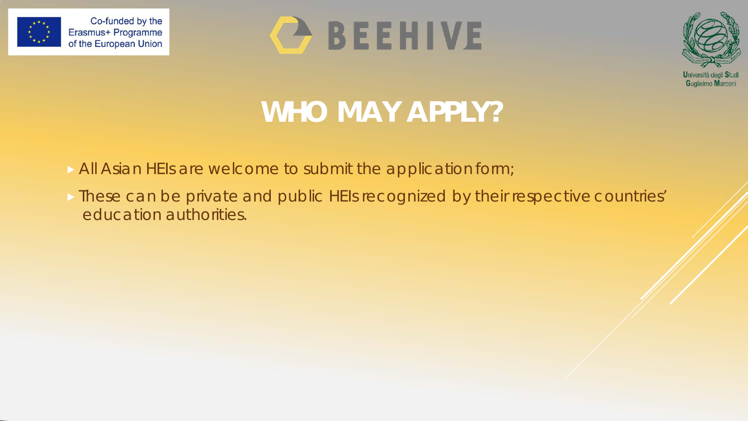# WHO MAY APPLY?

- All Asian HEIs are welcome to submit the application form;
- These can be private and public HEIs recognized by their respective countries' education authorities.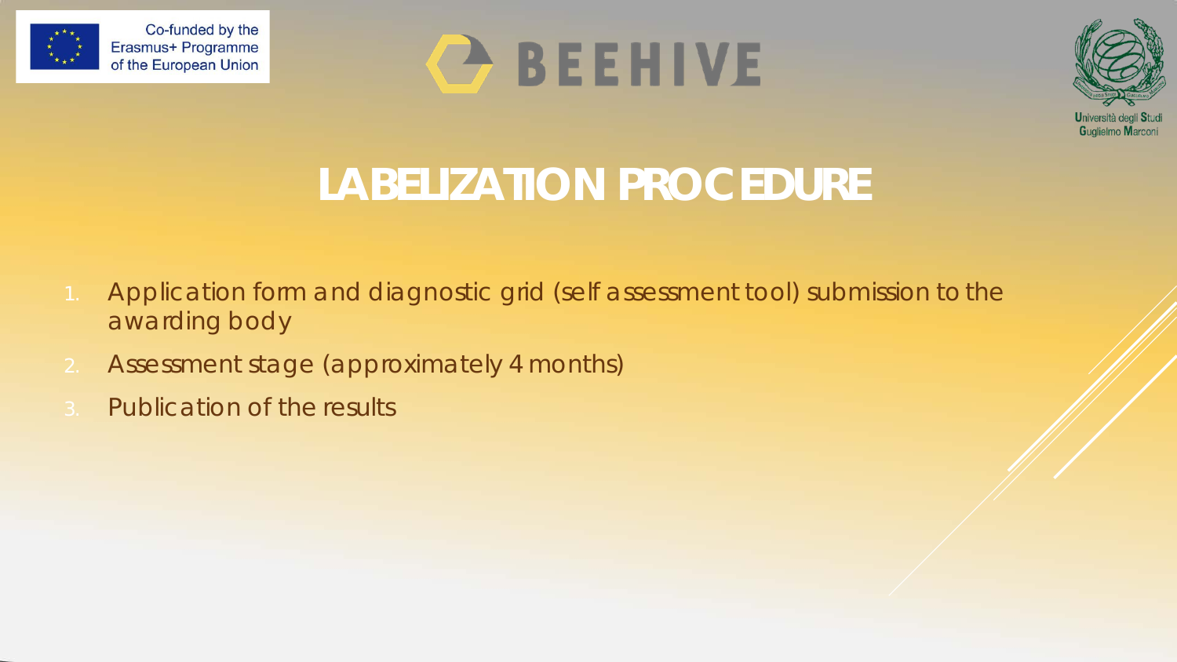# LABELIZATION PROCEDURE

1. Application form and diagnostic grid (self assessment tool) submission to the awarding body
2. Assessment stage (approximately 4 months)
3. Publication of the results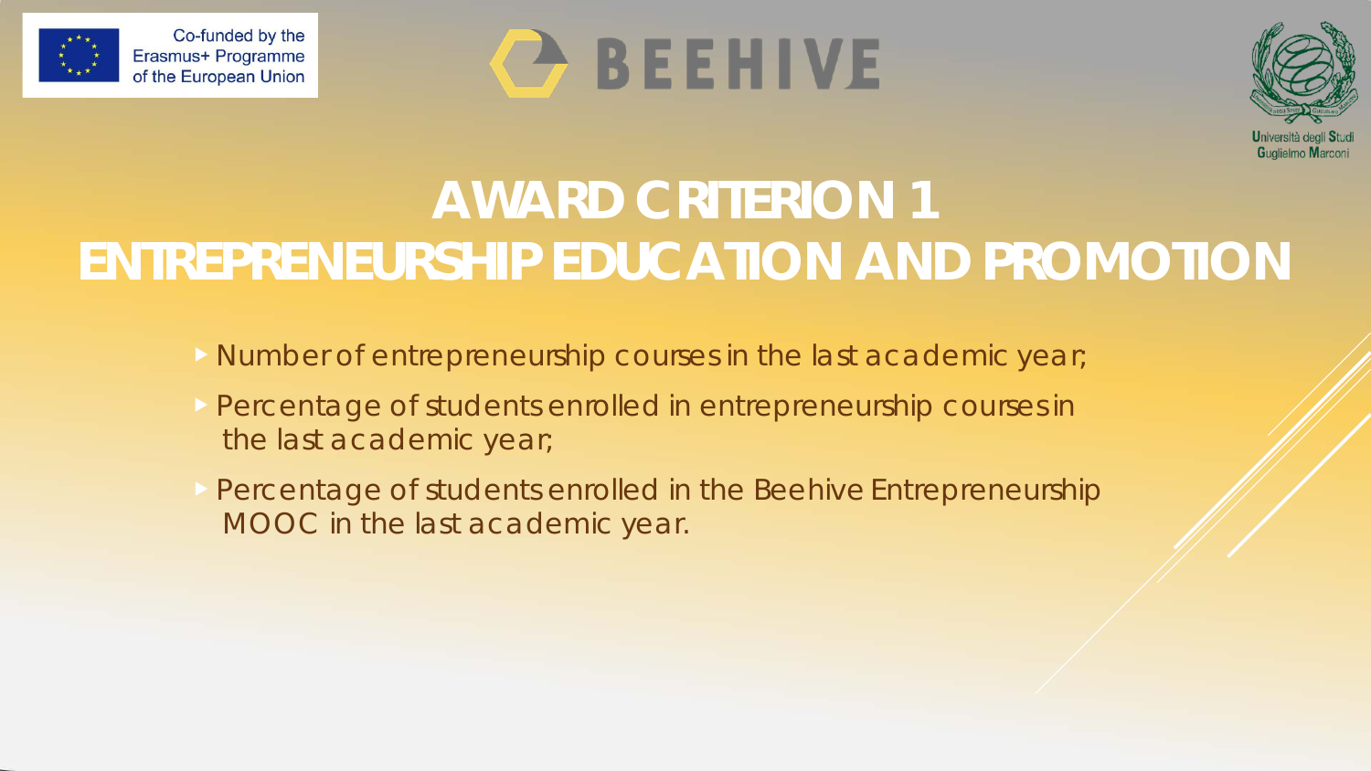# AWARD CRITERION 1
# ENTREPRENEURSHIP EDUCATION AND PROMOTION

- Number of entrepreneurship courses in the last academic year;
- Percentage of students enrolled in entrepreneurship courses in the last academic year;
- Percentage of students enrolled in the Beehive Entrepreneurship MOOC in the last academic year.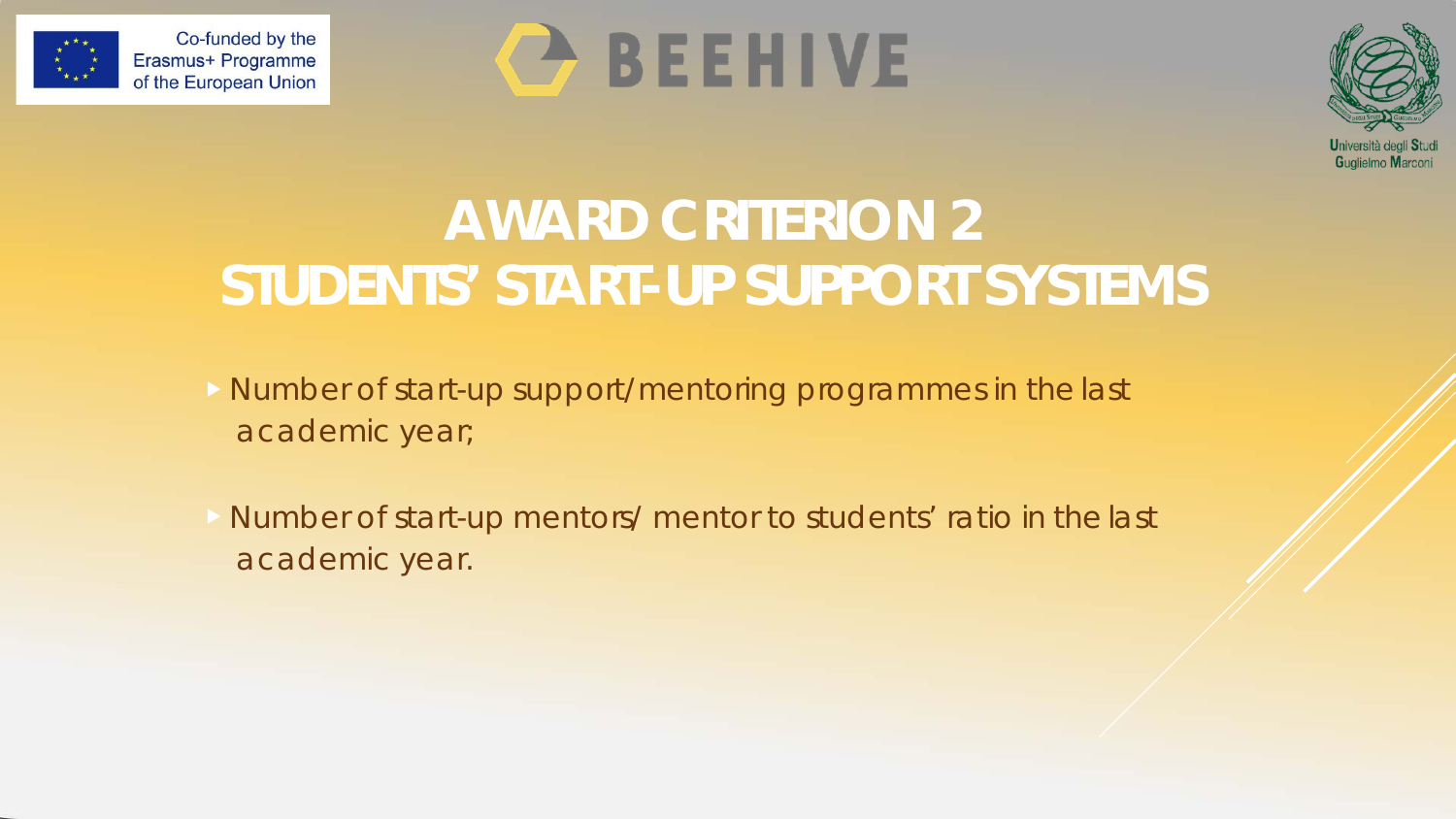# AWARD CRITERION 2
# STUDENTS' START-UP SUPPORT SYSTEMS

- Number of start-up support/mentoring programmes in the last academic year;
- Number of start-up mentors/ mentor to students' ratio in the last academic year.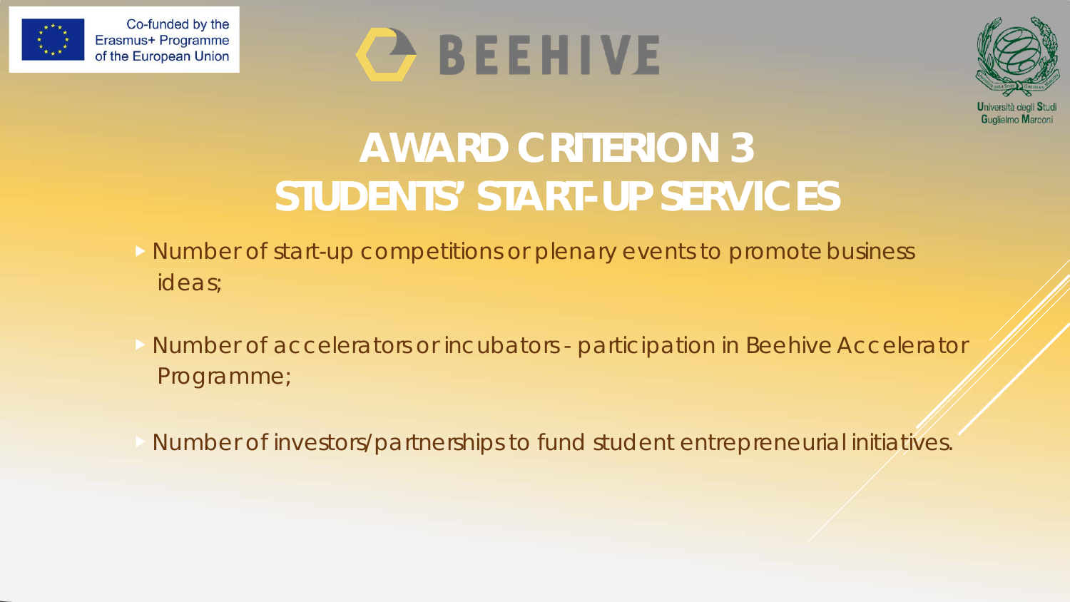# AWARD CRITERION 3
# STUDENTS' START-UP SERVICES

- Number of start-up competitions or plenary events to promote business ideas;
- Number of accelerators or incubators - participation in Beehive Accelerator Programme;
- Number of investors/partnerships to fund student entrepreneurial initiatives.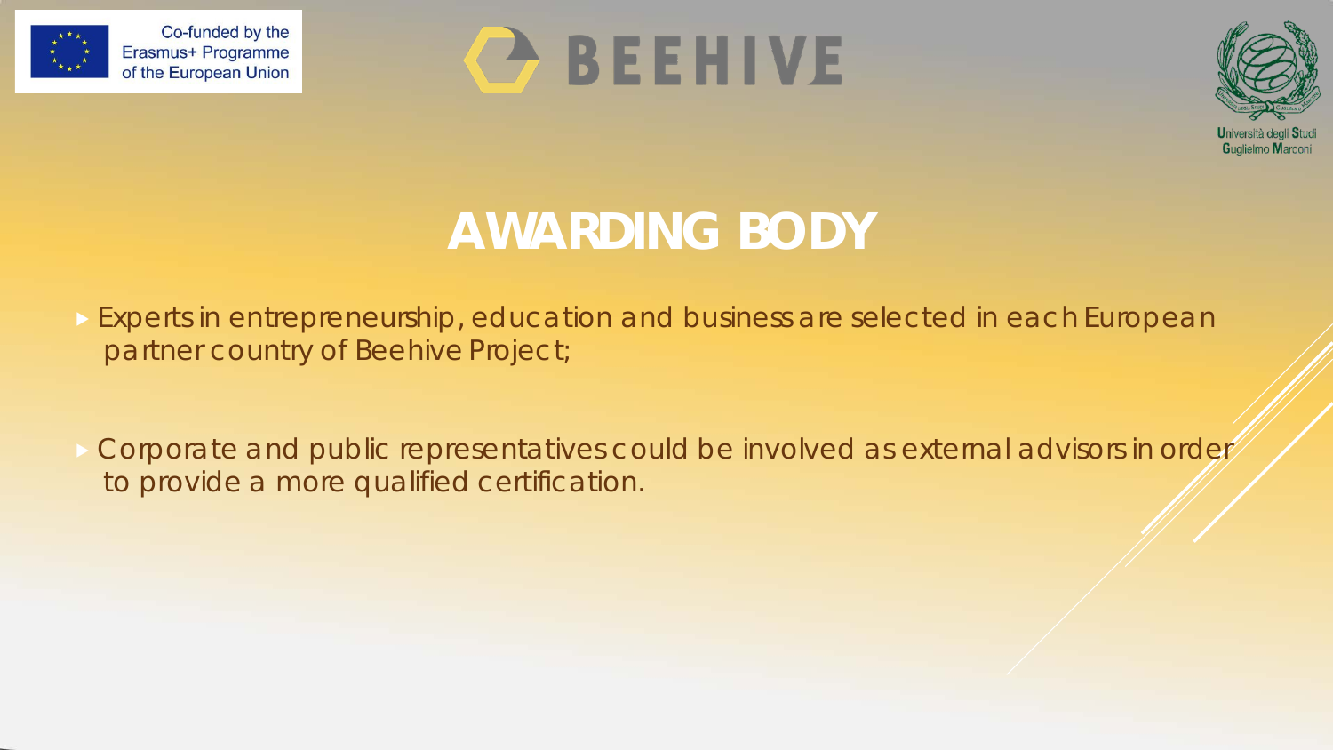# AWARDING BODY

- Experts in entrepreneurship, education and business are selected in each European partner country of Beehive Project;
- Corporate and public representatives could be involved as external advisors in order to provide a more qualified certification.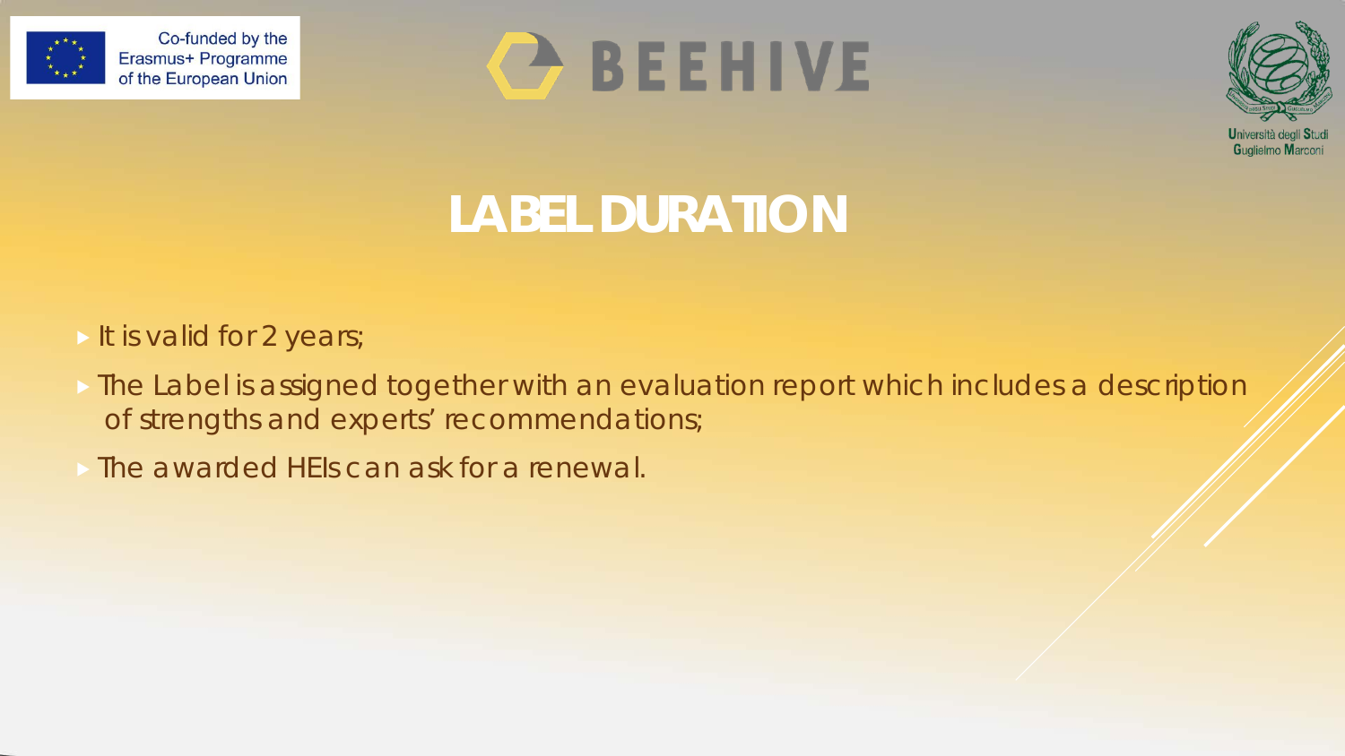# LABEL DURATION

- It is valid for 2 years;
- The Label is assigned together with an evaluation report which includes a description of strengths and experts' recommendations;
- The awarded HEIs can ask for a renewal.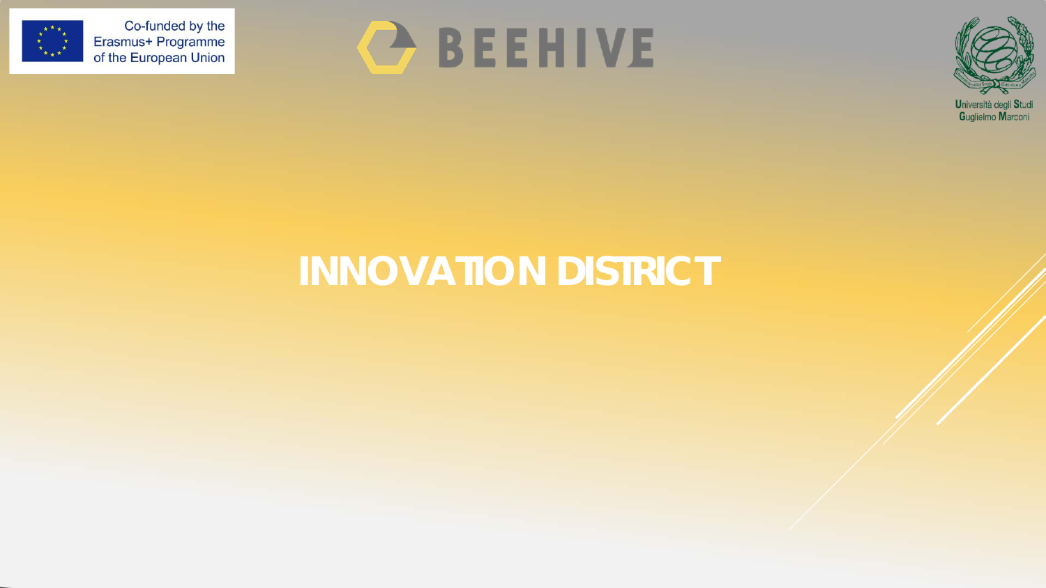# INNOVATION DISTRICT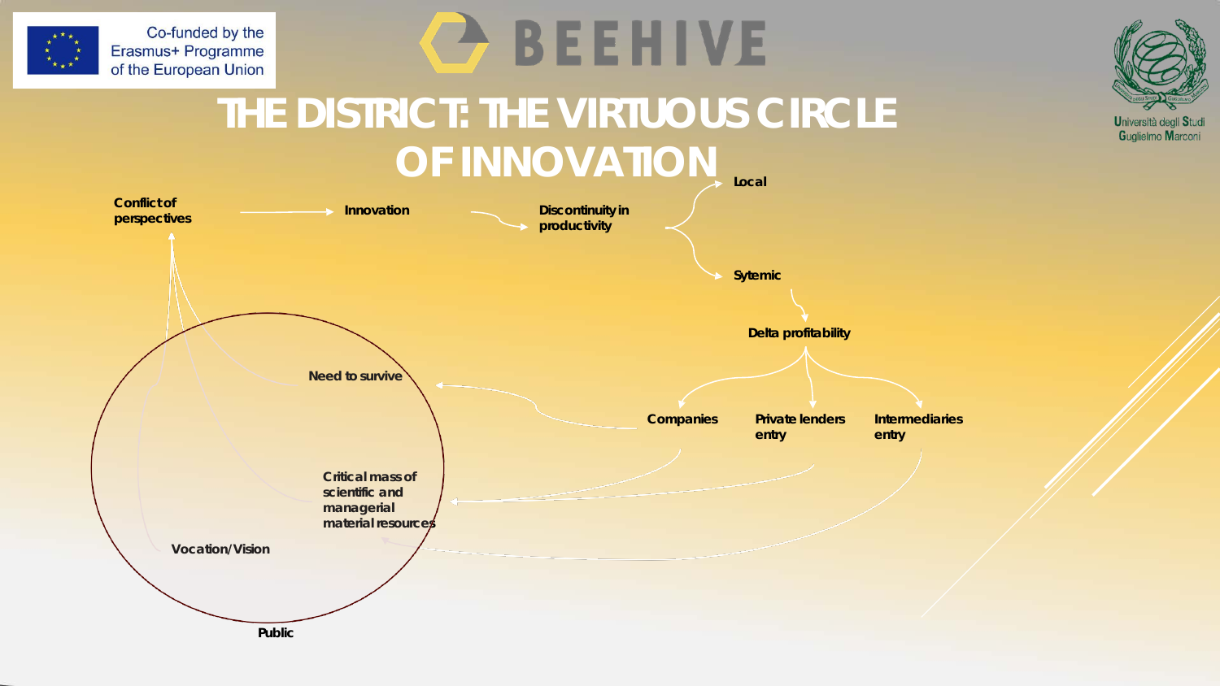# THE DISTRICT: THE VIRTUOUS CIRCLE OF INNOVATION

Conflict of perspectives

Innovation

Discontinuity in productivity

Local

Sytemic

Delta profitability

Companies

Private lenders entry

Intermediaries entry

Need to survive

Critical mass of scientific and managerial material resources

Vocation/Vision

Public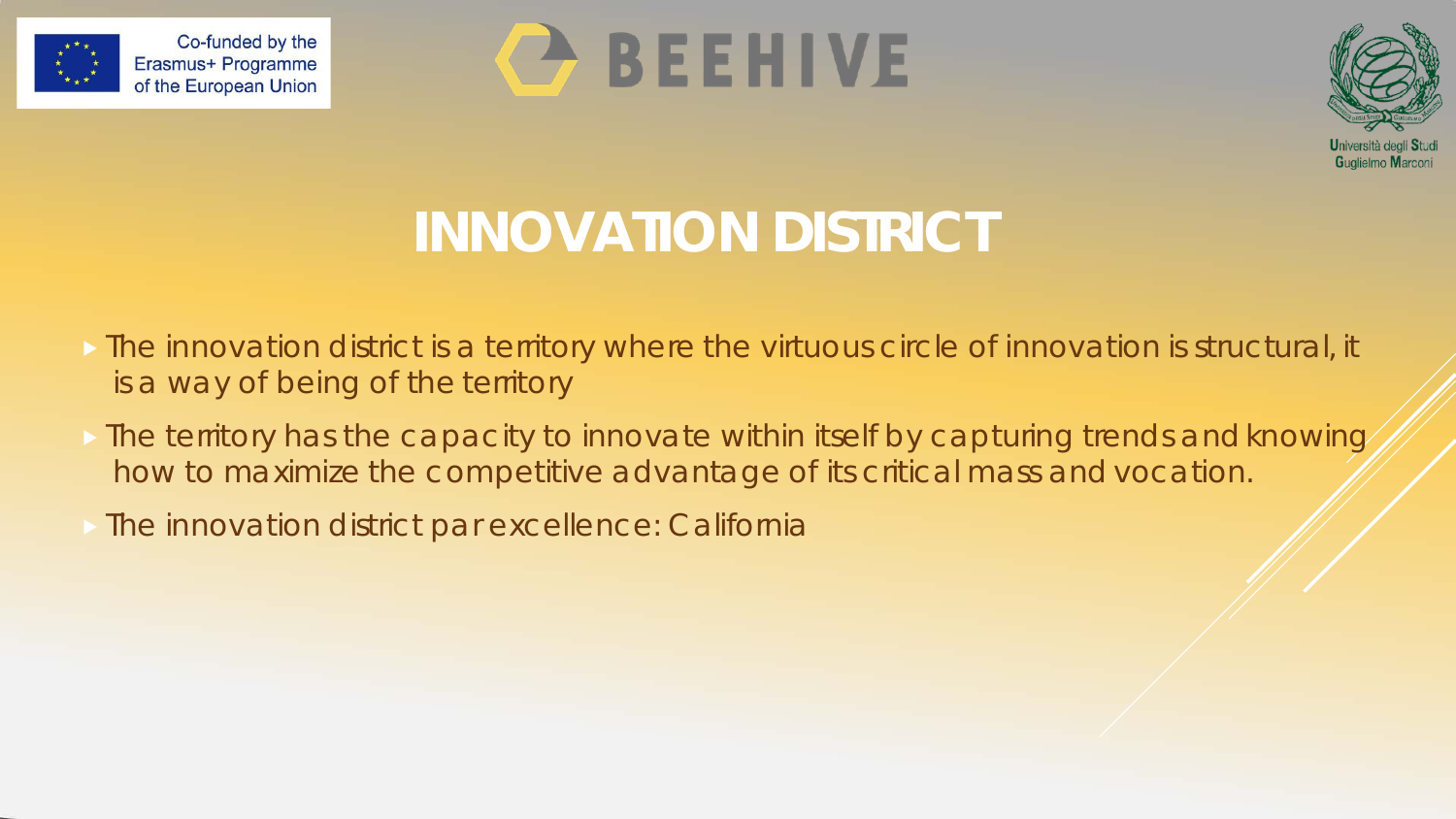# INNOVATION DISTRICT

- The innovation district is a territory where the virtuous circle of innovation is structural, it is a way of being of the territory
- The territory has the capacity to innovate within itself by capturing trends and knowing how to maximize the competitive advantage of its critical mass and vocation.
- The innovation district par excellence: California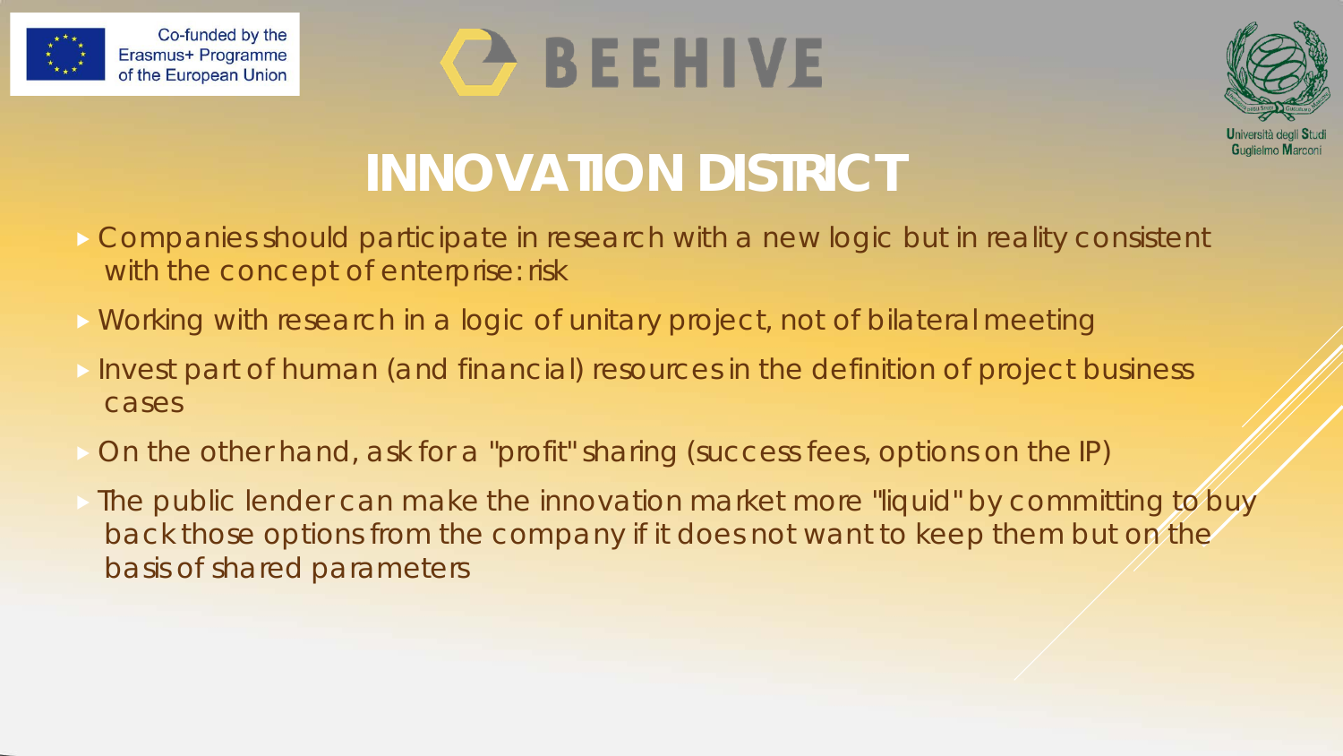# INNOVATION DISTRICT

- Companies should participate in research with a new logic but in reality consistent with the concept of enterprise: risk
- Working with research in a logic of unitary project, not of bilateral meeting
- Invest part of human (and financial) resources in the definition of project business cases
- On the other hand, ask for a "profit" sharing (success fees, options on the IP)
- The public lender can make the innovation market more "liquid" by committing to buy back those options from the company if it does not want to keep them but on the basis of shared parameters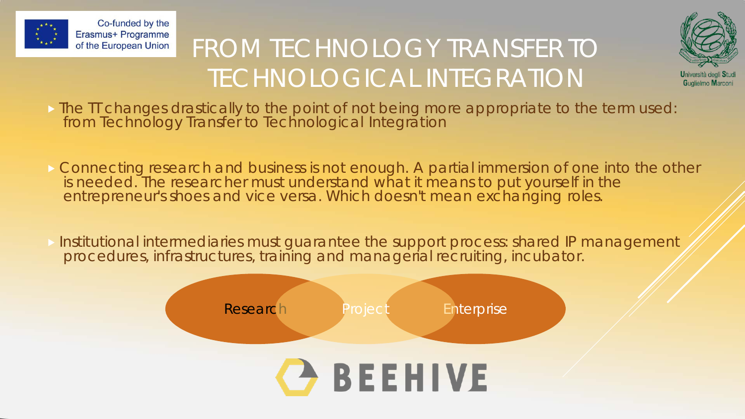# FROM TECHNOLOGY TRANSFER TO TECHNOLOGICAL INTEGRATION

- The TT changes drastically to the point of not being more appropriate to the term used: from Technology Transfer to Technological Integration
- Connecting research and business is not enough. A partial immersion of one into the other is needed. The researcher must understand what it means to put yourself in the entrepreneur's shoes and vice versa. Which doesn't mean exchanging roles.
- Institutional intermediaries must guarantee the support process: shared IP management procedures, infrastructures, training and managerial recruiting, incubator.

Research — Project — Enterprise

BEEHIVE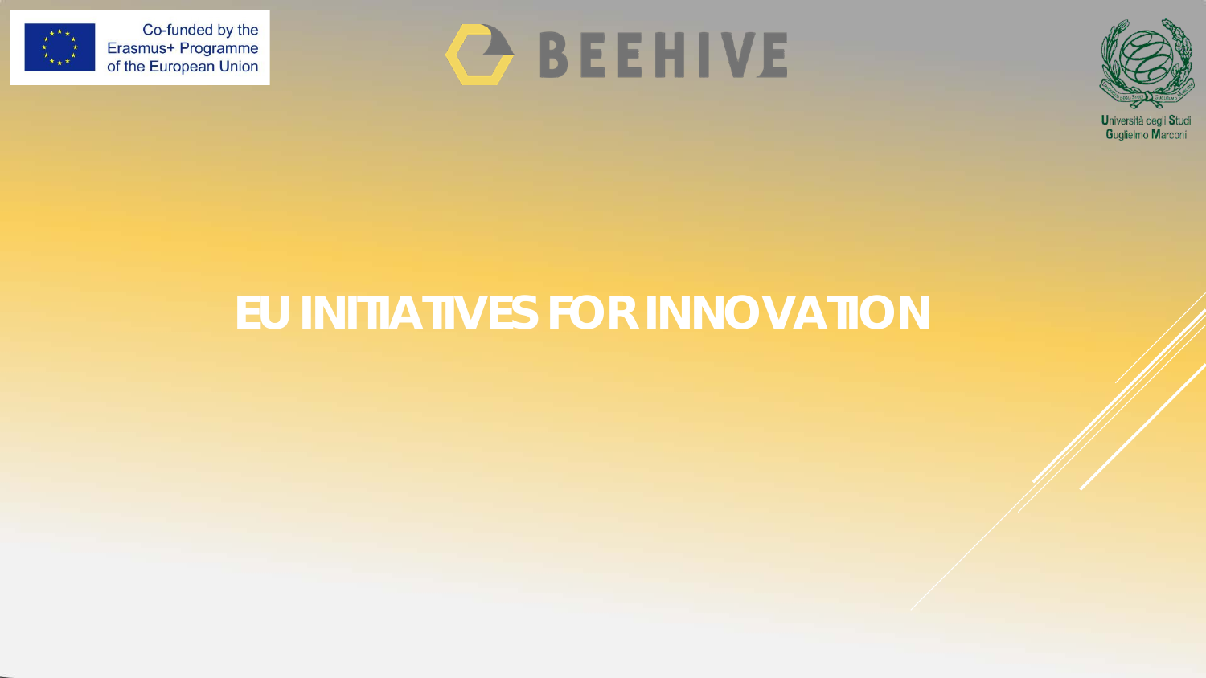# EU INITIATIVES FOR INNOVATION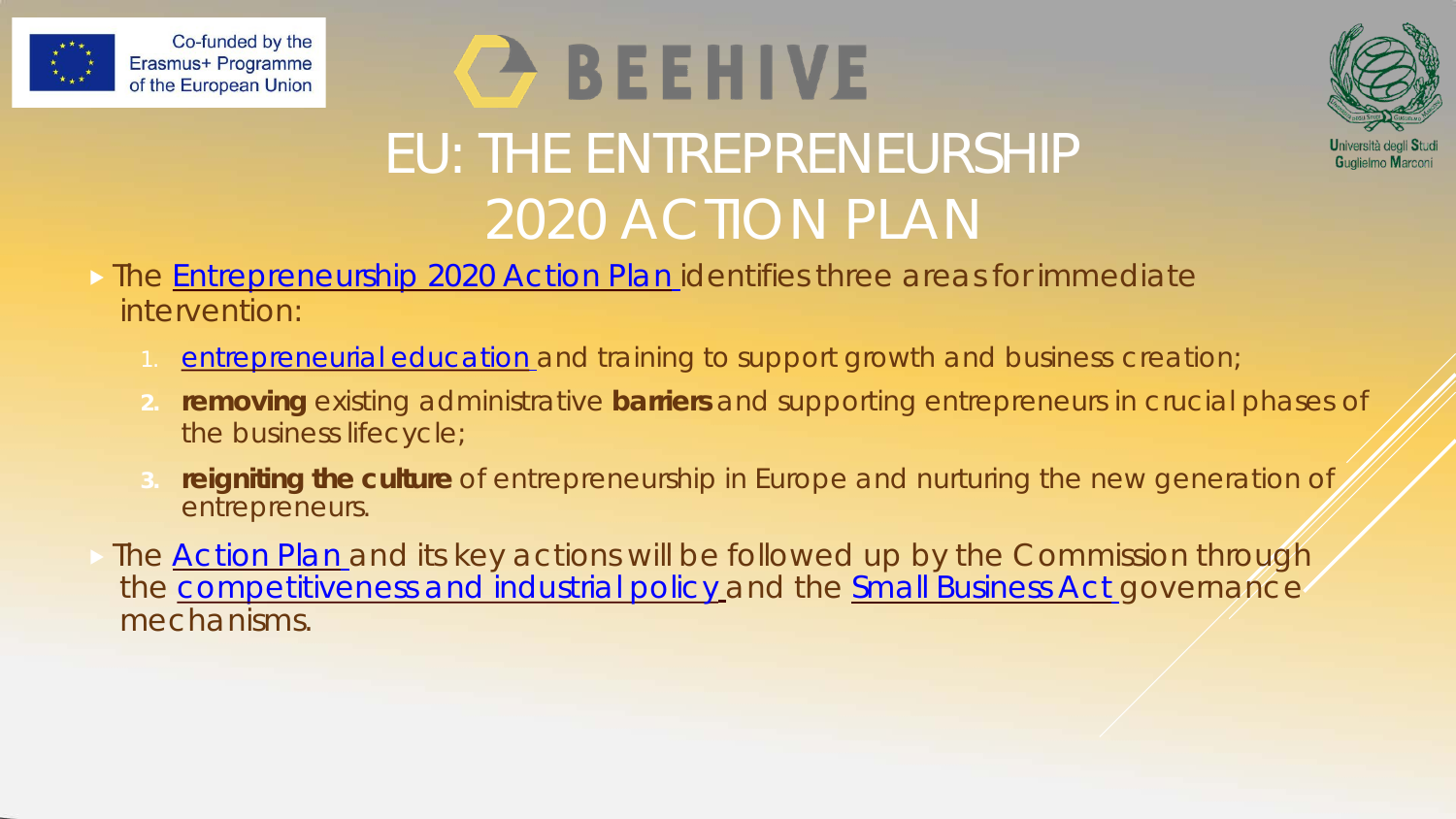# EU: THE ENTREPRENEURSHIP 2020 ACTION PLAN

- The Entrepreneurship 2020 Action Plan identifies three areas for immediate intervention:
  1. entrepreneurial education and training to support growth and business creation;
  2. **removing** existing administrative **barriers** and supporting entrepreneurs in crucial phases of the business lifecycle;
  3. **reigniting the culture** of entrepreneurship in Europe and nurturing the new generation of entrepreneurs.
- The Action Plan and its key actions will be followed up by the Commission through the competitiveness and industrial policy and the Small Business Act governance mechanisms.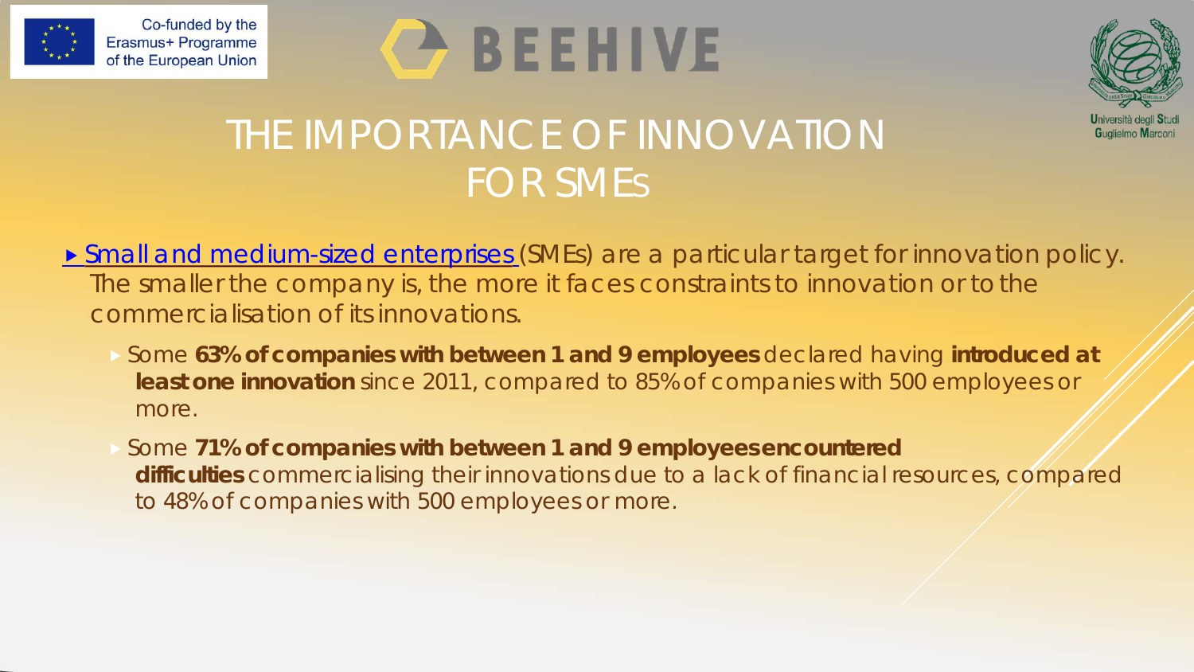# THE IMPORTANCE OF INNOVATION FOR SMEs

- Small and medium-sized enterprises (SMEs) are a particular target for innovation policy. The smaller the company is, the more it faces constraints to innovation or to the commercialisation of its innovations.
  - Some **63% of companies with between 1 and 9 employees** declared having **introduced at least one innovation** since 2011, compared to 85% of companies with 500 employees or more.
  - Some **71% of companies with between 1 and 9 employees encountered difficulties** commercialising their innovations due to a lack of financial resources, compared to 48% of companies with 500 employees or more.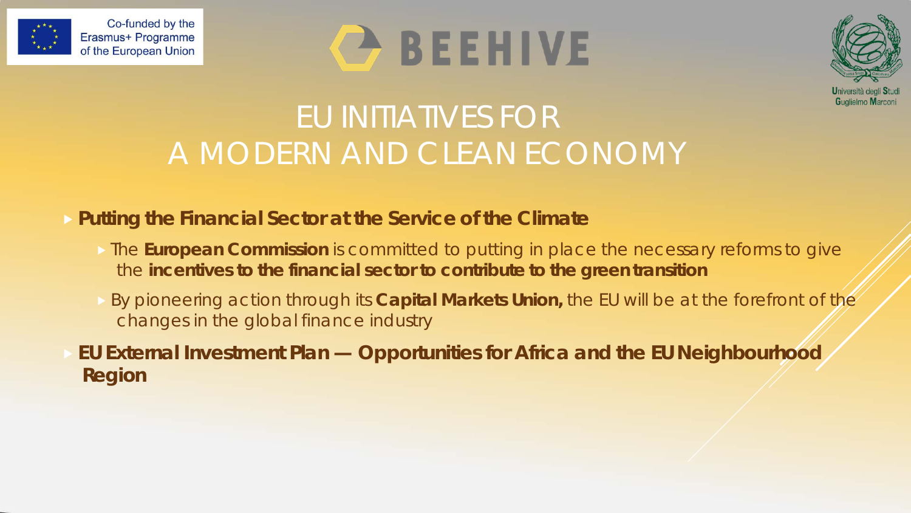# EU INITIATIVES FOR A MODERN AND CLEAN ECONOMY

- **Putting the Financial Sector at the Service of the Climate**
  - The **European Commission** is committed to putting in place the necessary reforms to give the **incentives to the financial sector to contribute to the green transition**
  - By pioneering action through its **Capital Markets Union,** the EU will be at the forefront of the changes in the global finance industry
- **EU External Investment Plan — Opportunities for Africa and the EU Neighbourhood Region**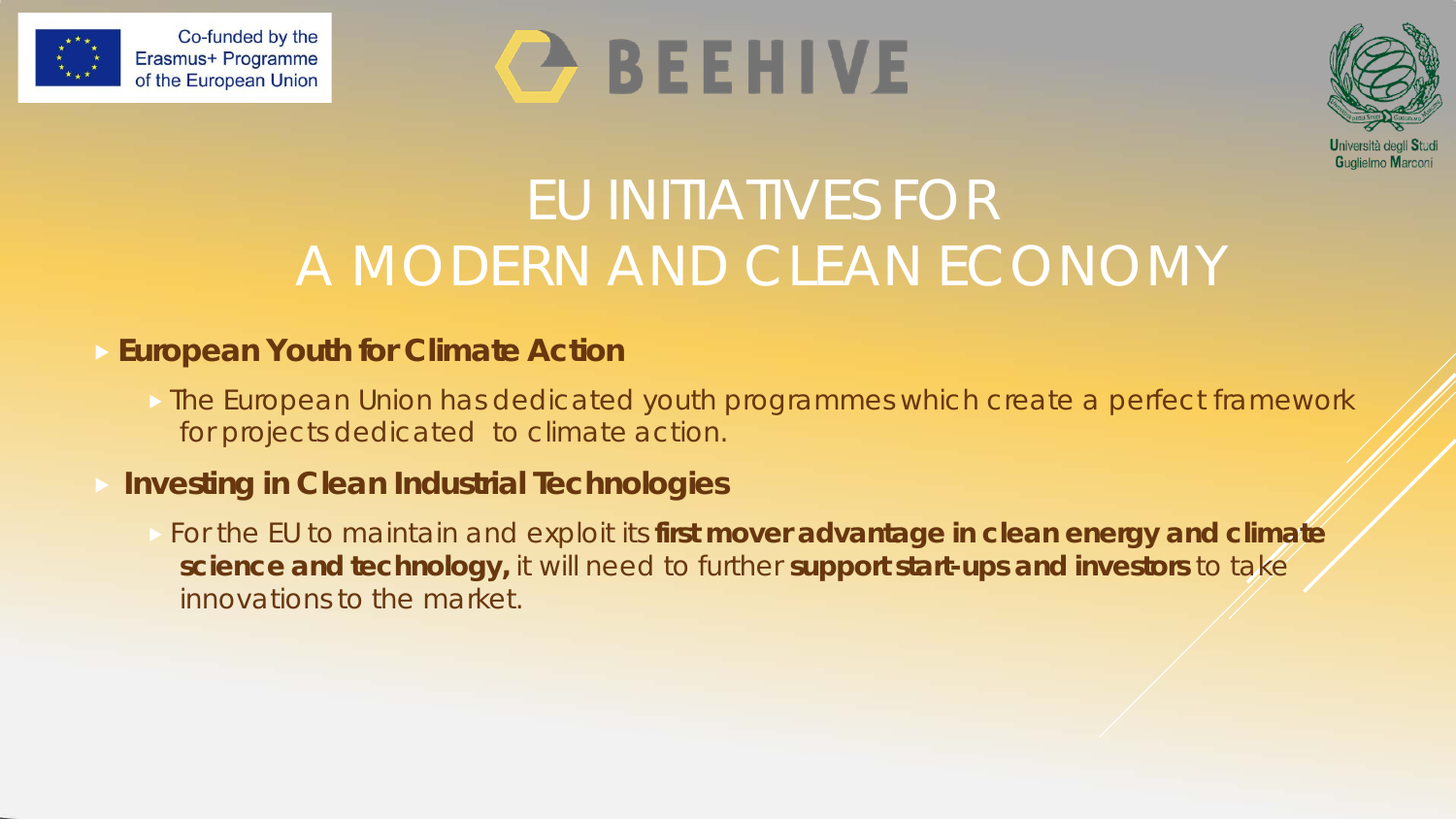# EU INITIATIVES FOR A MODERN AND CLEAN ECONOMY

- **European Youth for Climate Action**
  - The European Union has dedicated youth programmes which create a perfect framework for projects dedicated to climate action.
- **Investing in Clean Industrial Technologies**
  - For the EU to maintain and exploit its **first mover advantage in clean energy and climate science and technology,** it will need to further **support start-ups and investors** to take innovations to the market.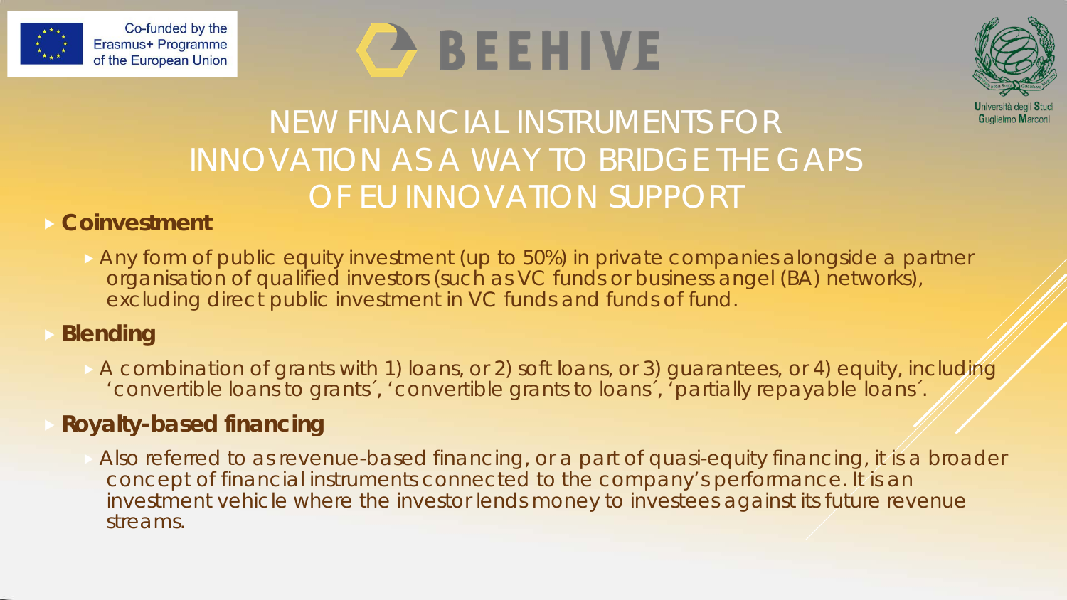# NEW FINANCIAL INSTRUMENTS FOR INNOVATION AS A WAY TO BRIDGE THE GAPS OF EU INNOVATION SUPPORT

- **Coinvestment**
  - Any form of public equity investment (up to 50%) in private companies alongside a partner organisation of qualified investors (such as VC funds or business angel (BA) networks), excluding direct public investment in VC funds and funds of fund.
- **Blending**
  - A combination of grants with 1) loans, or 2) soft loans, or 3) guarantees, or 4) equity, including ´convertible loans to grants´, ´convertible grants to loans´, ´partially repayable loans´.
- **Royalty-based financing**
  - Also referred to as revenue-based financing, or a part of quasi-equity financing, it is a broader concept of financial instruments connected to the company's performance. It is an investment vehicle where the investor lends money to investees against its future revenue streams.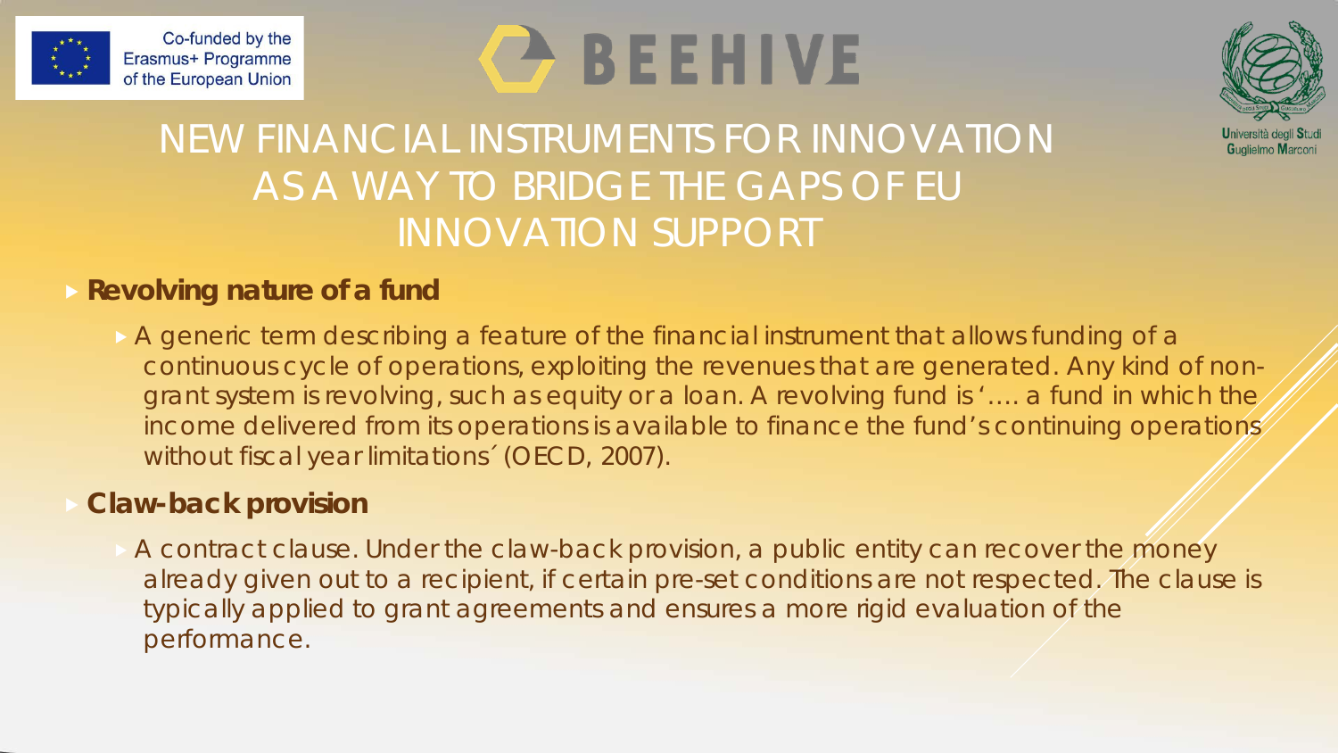# NEW FINANCIAL INSTRUMENTS FOR INNOVATION AS A WAY TO BRIDGE THE GAPS OF EU INNOVATION SUPPORT

- **Revolving nature of a fund**
  - A generic term describing a feature of the financial instrument that allows funding of a continuous cycle of operations, exploiting the revenues that are generated. Any kind of non-grant system is revolving, such as equity or a loan. A revolving fund is '…. a fund in which the income delivered from its operations is available to finance the fund's continuing operations without fiscal year limitations´ (OECD, 2007).
- **Claw-back provision**
  - A contract clause. Under the claw-back provision, a public entity can recover the money already given out to a recipient, if certain pre-set conditions are not respected. The clause is typically applied to grant agreements and ensures a more rigid evaluation of the performance.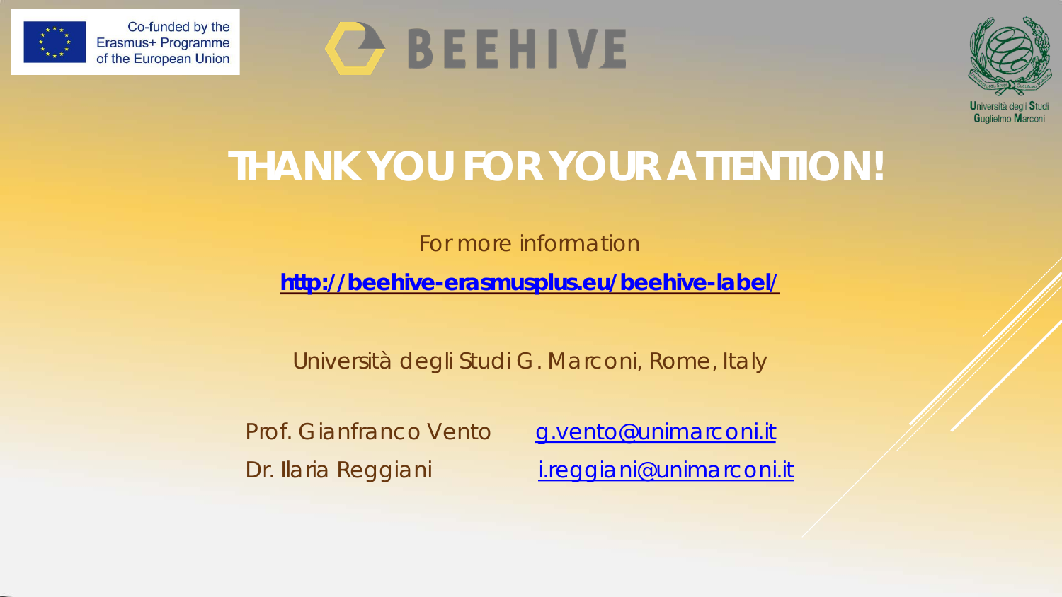Co-funded by the Erasmus+ Programme of the European Union

BEEHIVE

Università degli Studi Guglielmo Marconi

# THANK YOU FOR YOUR ATTENTION!

For more information

**http://beehive-erasmusplus.eu/beehive-label/**

Università degli Studi G. Marconi, Rome, Italy

Prof. Gianfranco Vento g.vento@unimarconi.it

Dr. Ilaria Reggiani i.reggiani@unimarconi.it